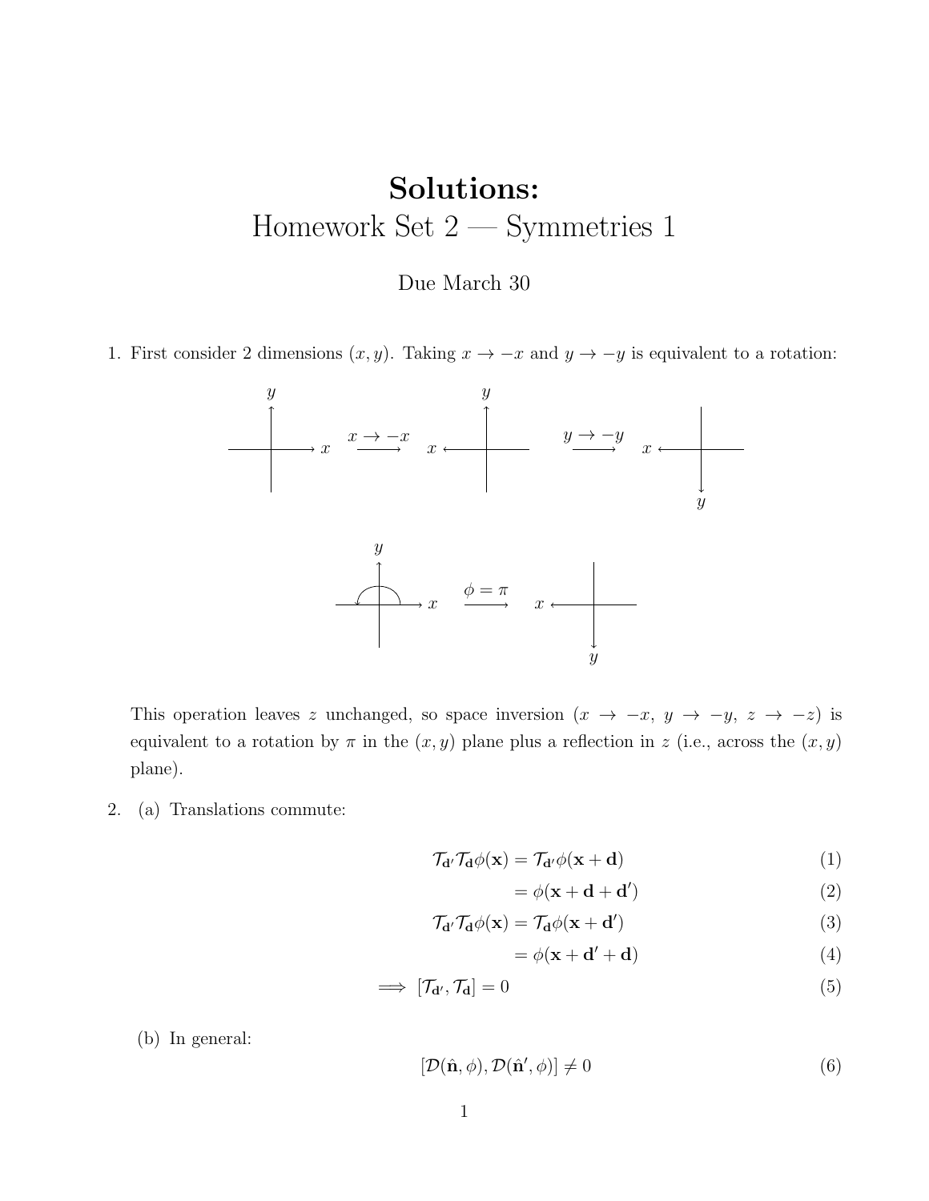# **Solutions:**

## Homework Set 2 — Symmetries 1

Due March 30

1. First consider 2 dimensions $(x, y)$. Taking $x \to -x$ and $y \to -y$ is equivalent to a rotation:

   This operation leaves $z$ unchanged, so space inversion ($x \to -x$, $y \to -y$, $z \to -z$) is equivalent to a rotation by $\pi$ in the $(x, y)$ plane plus a reflection in $z$ (i.e., across the $(x, y)$ plane).

2. (a) Translations commute:

$$
\begin{aligned}
\mathcal{T}_{\mathbf{d}'}\mathcal{T}_{\mathbf{d}}\phi(\mathbf{x}) &= \mathcal{T}_{\mathbf{d}'}\phi(\mathbf{x} + \mathbf{d}) && (1)\\
&= \phi(\mathbf{x} + \mathbf{d} + \mathbf{d}') && (2)\\
\mathcal{T}_{\mathbf{d}'}\mathcal{T}_{\mathbf{d}}\phi(\mathbf{x}) &= \mathcal{T}_{\mathbf{d}}\phi(\mathbf{x} + \mathbf{d}') && (3)\\
&= \phi(\mathbf{x} + \mathbf{d}' + \mathbf{d}) && (4)\\
\implies [\mathcal{T}_{\mathbf{d}'}, \mathcal{T}_{\mathbf{d}}] &= 0 && (5)
\end{aligned}
$$

   (b) In general:

$$
[\mathcal{D}(\hat{\mathbf{n}}, \phi), \mathcal{D}(\hat{\mathbf{n}}', \phi)] \neq 0 \qquad (6)
$$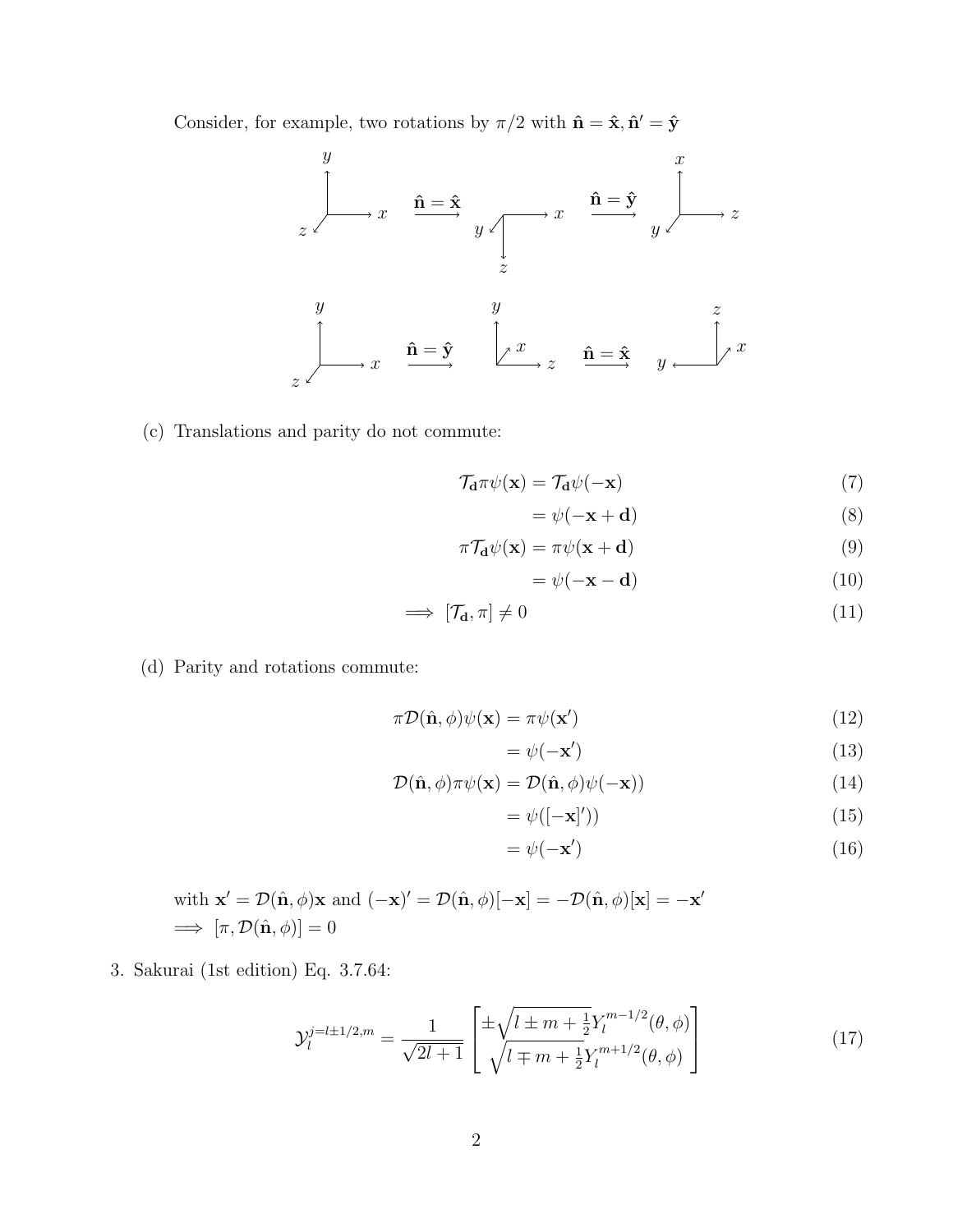Consider, for example, two rotations by $\pi/2$ with $\hat{\mathbf{n}} = \hat{\mathbf{x}}, \hat{\mathbf{n}}' = \hat{\mathbf{y}}$

(c) Translations and parity do not commute:

$$
\begin{aligned}
\mathcal{T}_{\mathbf{d}}\pi\psi(\mathbf{x}) &= \mathcal{T}_{\mathbf{d}}\psi(-\mathbf{x}) && (7)\\
&= \psi(-\mathbf{x}+\mathbf{d}) && (8)\\
\pi\mathcal{T}_{\mathbf{d}}\psi(\mathbf{x}) &= \pi\psi(\mathbf{x}+\mathbf{d}) && (9)\\
&= \psi(-\mathbf{x}-\mathbf{d}) && (10)\\
\implies [\mathcal{T}_{\mathbf{d}}, \pi] &\neq 0 && (11)
\end{aligned}
$$

(d) Parity and rotations commute:

$$
\begin{aligned}
\pi\mathcal{D}(\hat{\mathbf{n}},\phi)\psi(\mathbf{x}) &= \pi\psi(\mathbf{x}') && (12)\\
&= \psi(-\mathbf{x}') && (13)\\
\mathcal{D}(\hat{\mathbf{n}},\phi)\pi\psi(\mathbf{x}) &= \mathcal{D}(\hat{\mathbf{n}},\phi)\psi(-\mathbf{x})) && (14)\\
&= \psi([-\mathbf{x}]')) && (15)\\
&= \psi(-\mathbf{x}') && (16)
\end{aligned}
$$

with $\mathbf{x}' = \mathcal{D}(\hat{\mathbf{n}},\phi)\mathbf{x}$ and $(-\mathbf{x})' = \mathcal{D}(\hat{\mathbf{n}},\phi)[-\mathbf{x}] = -\mathcal{D}(\hat{\mathbf{n}},\phi)[\mathbf{x}] = -\mathbf{x}'$
$\implies [\pi, \mathcal{D}(\hat{\mathbf{n}},\phi)] = 0$

3. Sakurai (1st edition) Eq. 3.7.64:

$$
\mathcal{Y}_l^{j=l\pm 1/2,m} = \frac{1}{\sqrt{2l+1}}\begin{bmatrix} \pm\sqrt{l \pm m + \frac{1}{2}}Y_l^{m-1/2}(\theta,\phi) \\ \sqrt{l \mp m + \frac{1}{2}}Y_l^{m+1/2}(\theta,\phi) \end{bmatrix} \tag{17}
$$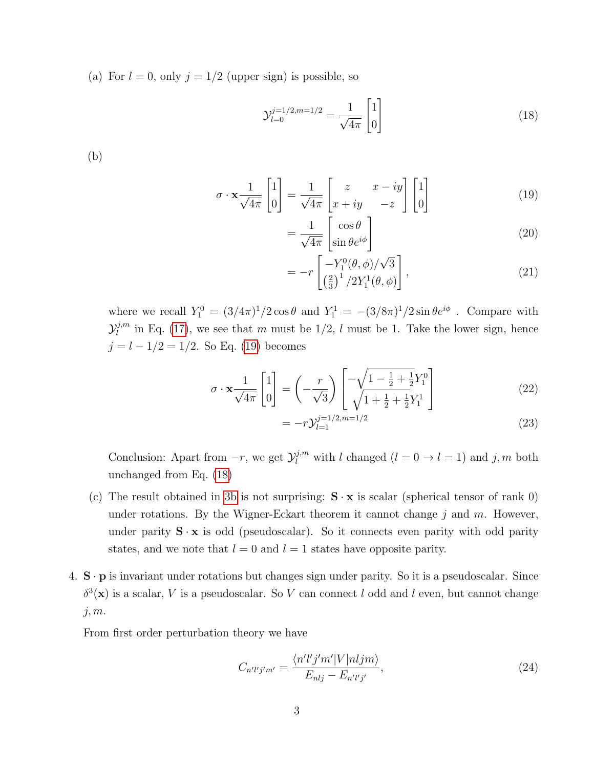(a) For $l = 0$, only $j = 1/2$ (upper sign) is possible, so

$$\mathcal{Y}_{l=0}^{j=1/2,m=1/2} = \frac{1}{\sqrt{4\pi}}\begin{bmatrix}1\\0\end{bmatrix} \tag{18}$$

(b)

$$\sigma \cdot \mathbf{x}\frac{1}{\sqrt{4\pi}}\begin{bmatrix}1\\0\end{bmatrix} = \frac{1}{\sqrt{4\pi}}\begin{bmatrix}z & x-iy\\ x+iy & -z\end{bmatrix}\begin{bmatrix}1\\0\end{bmatrix} \tag{19}$$

$$= \frac{1}{\sqrt{4\pi}}\begin{bmatrix}\cos\theta\\ \sin\theta e^{i\phi}\end{bmatrix} \tag{20}$$

$$= -r\begin{bmatrix}-Y_1^0(\theta,\phi)/\sqrt{3}\\ \left(\frac{2}{3}\right)^1/2Y_1^1(\theta,\phi)\end{bmatrix}, \tag{21}$$

where we recall $Y_1^0 = (3/4\pi)^1/2\cos\theta$ and $Y_1^1 = -(3/8\pi)^1/2\sin\theta e^{i\phi}$ . Compare with $\mathcal{Y}_l^{j,m}$ in Eq. (17), we see that $m$ must be $1/2$, $l$ must be 1. Take the lower sign, hence $j = l - 1/2 = 1/2$. So Eq. (19) becomes

$$\sigma \cdot \mathbf{x}\frac{1}{\sqrt{4\pi}}\begin{bmatrix}1\\0\end{bmatrix} = \left(-\frac{r}{\sqrt{3}}\right)\begin{bmatrix}-\sqrt{1-\frac{1}{2}+\frac{1}{2}}Y_1^0\\ \sqrt{1+\frac{1}{2}+\frac{1}{2}}Y_1^1\end{bmatrix} \tag{22}$$

$$= -r\mathcal{Y}_{l=1}^{j=1/2,m=1/2} \tag{23}$$

Conclusion: Apart from $-r$, we get $\mathcal{Y}_l^{j,m}$ with $l$ changed ($l = 0 \to l = 1$) and $j, m$ both unchanged from Eq. (18)

(c) The result obtained in 3b is not surprising: $\mathbf{S}\cdot\mathbf{x}$ is scalar (spherical tensor of rank 0) under rotations. By the Wigner-Eckart theorem it cannot change $j$ and $m$. However, under parity $\mathbf{S}\cdot\mathbf{x}$ is odd (pseudoscalar). So it connects even parity with odd parity states, and we note that $l = 0$ and $l = 1$ states have opposite parity.

4. $\mathbf{S}\cdot\mathbf{p}$ is invariant under rotations but changes sign under parity. So it is a pseudoscalar. Since $\delta^3(\mathbf{x})$ is a scalar, $V$ is a pseudoscalar. So $V$ can connect $l$ odd and $l$ even, but cannot change $j, m$.

From first order perturbation theory we have

$$C_{n'l'j'm'} = \frac{\langle n'l'j'm'|V|nljm\rangle}{E_{nlj} - E_{n'l'j'}}, \tag{24}$$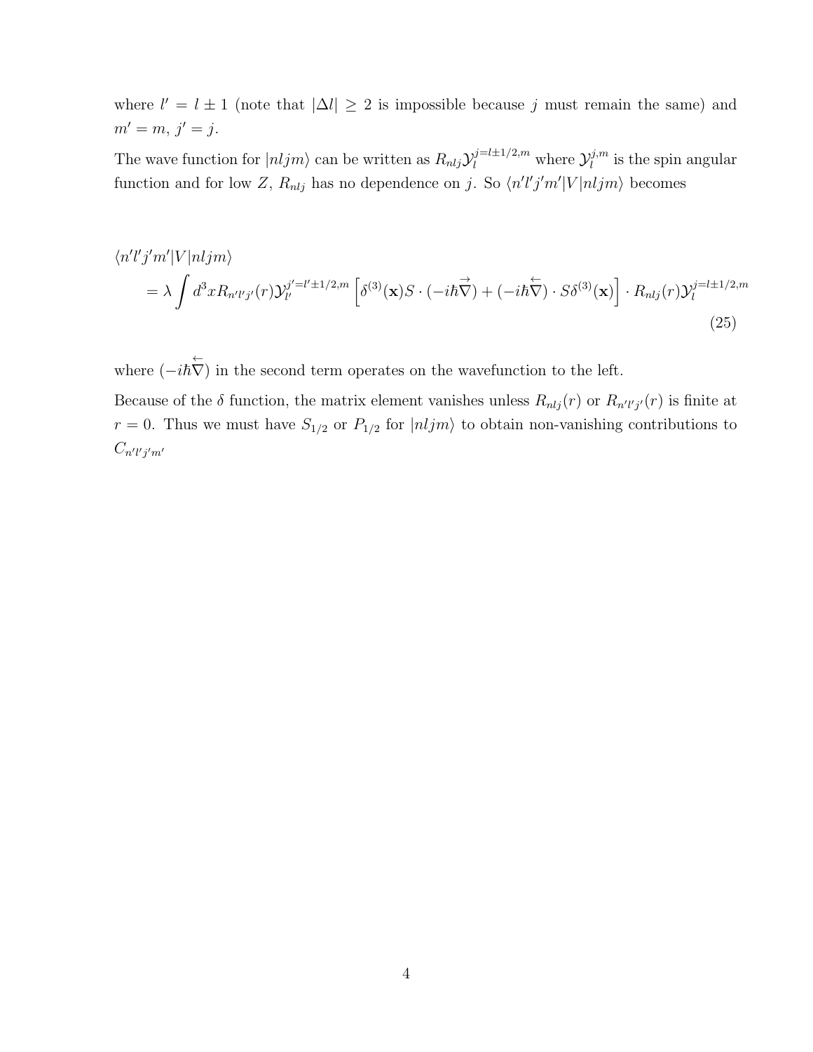where $l' = l \pm 1$ (note that $|\Delta l| \geq 2$ is impossible because $j$ must remain the same) and $m' = m$, $j' = j$.

The wave function for $|nljm\rangle$ can be written as $R_{nlj}\mathcal{Y}_l^{j=l\pm 1/2,m}$ where $\mathcal{Y}_l^{j,m}$ is the spin angular function and for low $Z$, $R_{nlj}$ has no dependence on $j$. So $\langle n'l'j'm'|V|nljm\rangle$ becomes

$$
\begin{aligned}
&\langle n'l'j'm'|V|nljm\rangle \\
&\quad = \lambda \int d^3x R_{n'l'j'}(r)\mathcal{Y}_{l'}^{j'=l'\pm 1/2,m} \left[\delta^{(3)}(\mathbf{x})S \cdot (-i\hbar\overrightarrow{\nabla}) + (-i\hbar\overleftarrow{\nabla}) \cdot S\delta^{(3)}(\mathbf{x})\right] \cdot R_{nlj}(r)\mathcal{Y}_l^{j=l\pm 1/2,m}
\end{aligned} \tag{25}
$$

where $(-i\hbar\overleftarrow{\nabla})$ in the second term operates on the wavefunction to the left.

Because of the $\delta$ function, the matrix element vanishes unless $R_{nlj}(r)$ or $R_{n'l'j'}(r)$ is finite at $r = 0$. Thus we must have $S_{1/2}$ or $P_{1/2}$ for $|nljm\rangle$ to obtain non-vanishing contributions to $C_{n'l'j'm'}$